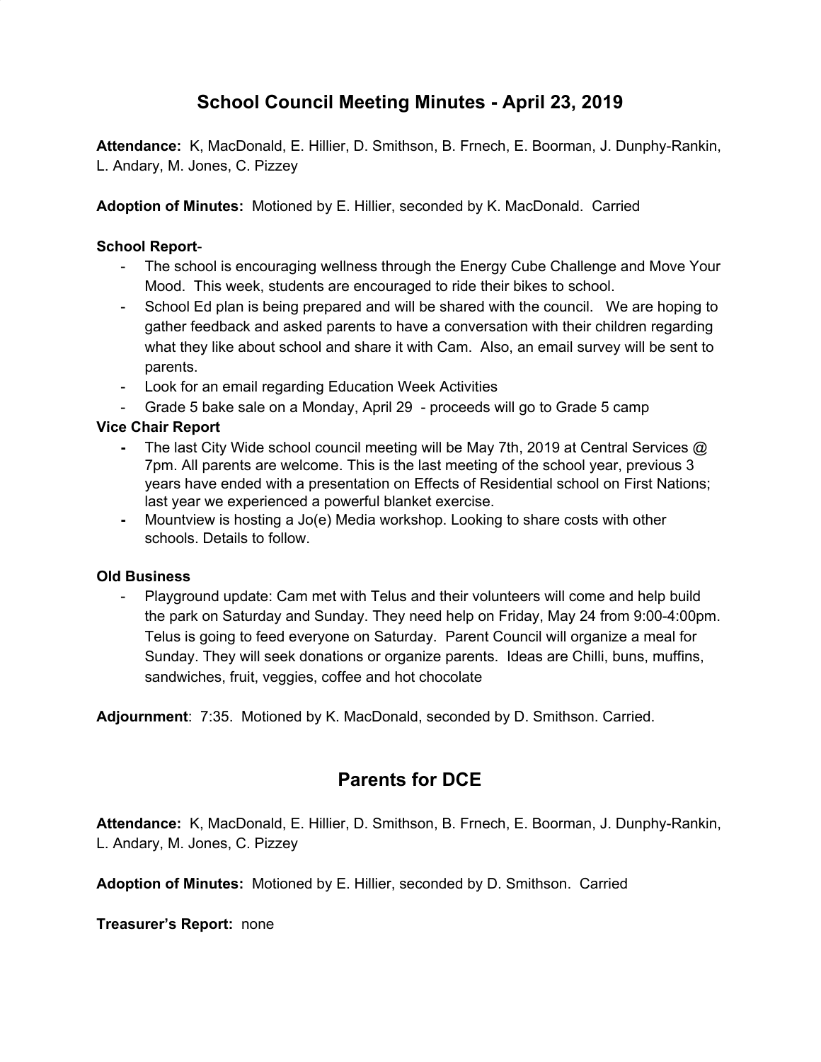# School Council Meeting Minutes - April 23, 2019

**Attendance:** K, MacDonald, E. Hillier, D. Smithson, B. Frnech, E. Boorman, J. Dunphy-Rankin, L. Andary, M. Jones, C. Pizzey

**Adoption of Minutes:** Motioned by E. Hillier, seconded by K. MacDonald. Carried

**School Report**-

- The school is encouraging wellness through the Energy Cube Challenge and Move Your Mood. This week, students are encouraged to ride their bikes to school.
- School Ed plan is being prepared and will be shared with the council. We are hoping to gather feedback and asked parents to have a conversation with their children regarding what they like about school and share it with Cam. Also, an email survey will be sent to parents.
- Look for an email regarding Education Week Activities
- Grade 5 bake sale on a Monday, April 29 - proceeds will go to Grade 5 camp

**Vice Chair Report**

- The last City Wide school council meeting will be May 7th, 2019 at Central Services @ 7pm. All parents are welcome. This is the last meeting of the school year, previous 3 years have ended with a presentation on Effects of Residential school on First Nations; last year we experienced a powerful blanket exercise.
- Mountview is hosting a Jo(e) Media workshop. Looking to share costs with other schools. Details to follow.

**Old Business**

- Playground update: Cam met with Telus and their volunteers will come and help build the park on Saturday and Sunday. They need help on Friday, May 24 from 9:00-4:00pm. Telus is going to feed everyone on Saturday. Parent Council will organize a meal for Sunday. They will seek donations or organize parents. Ideas are Chilli, buns, muffins, sandwiches, fruit, veggies, coffee and hot chocolate

**Adjournment**: 7:35. Motioned by K. MacDonald, seconded by D. Smithson. Carried.

# Parents for DCE

**Attendance:** K, MacDonald, E. Hillier, D. Smithson, B. Frnech, E. Boorman, J. Dunphy-Rankin, L. Andary, M. Jones, C. Pizzey

**Adoption of Minutes:** Motioned by E. Hillier, seconded by D. Smithson. Carried

**Treasurer's Report:** none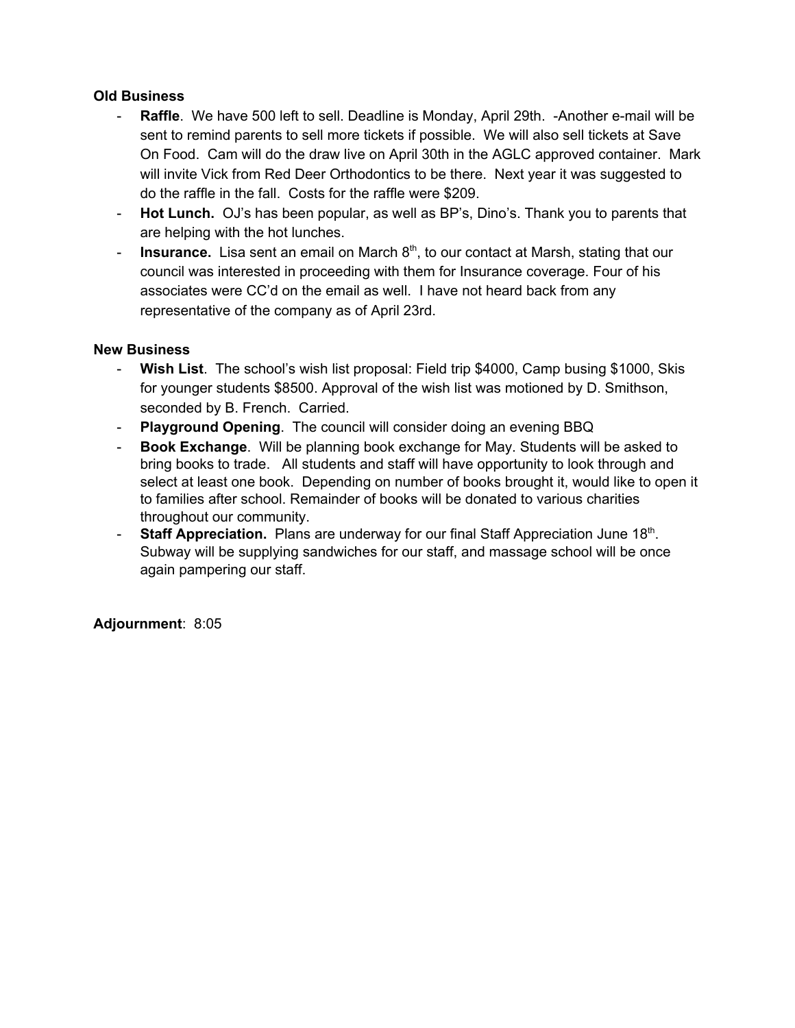**Old Business**

- **Raffle**. We have 500 left to sell. Deadline is Monday, April 29th. -Another e-mail will be sent to remind parents to sell more tickets if possible. We will also sell tickets at Save On Food. Cam will do the draw live on April 30th in the AGLC approved container. Mark will invite Vick from Red Deer Orthodontics to be there. Next year it was suggested to do the raffle in the fall. Costs for the raffle were $209.
- **Hot Lunch.** OJ's has been popular, as well as BP's, Dino's. Thank you to parents that are helping with the hot lunches.
- **Insurance.** Lisa sent an email on March 8th, to our contact at Marsh, stating that our council was interested in proceeding with them for Insurance coverage. Four of his associates were CC'd on the email as well. I have not heard back from any representative of the company as of April 23rd.

**New Business**

- **Wish List**. The school's wish list proposal: Field trip $4000, Camp busing $1000, Skis for younger students $8500. Approval of the wish list was motioned by D. Smithson, seconded by B. French. Carried.
- **Playground Opening**. The council will consider doing an evening BBQ
- **Book Exchange**. Will be planning book exchange for May. Students will be asked to bring books to trade. All students and staff will have opportunity to look through and select at least one book. Depending on number of books brought it, would like to open it to families after school. Remainder of books will be donated to various charities throughout our community.
- **Staff Appreciation.** Plans are underway for our final Staff Appreciation June 18th. Subway will be supplying sandwiches for our staff, and massage school will be once again pampering our staff.

**Adjournment**: 8:05